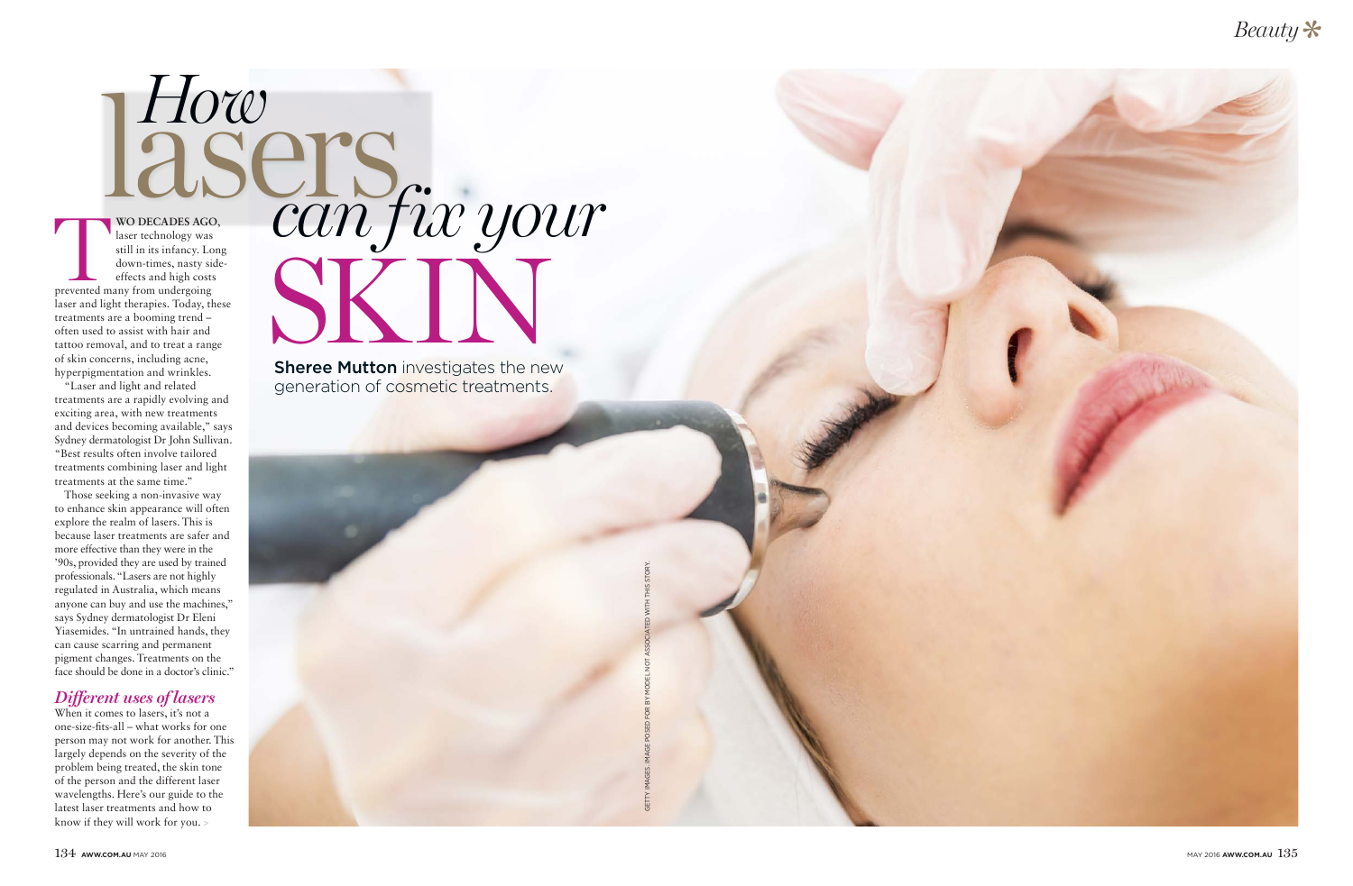# How lasers can fix your SKIN

**Sheree Mutton** investigates the new generation of cosmetic treatments.

**TWO DECADES AGO**, laser technology was still in its infancy. Long down-times, nasty side-effects and high costs prevented many from undergoing laser and light therapies. Today, these treatments are a booming trend – often used to assist with hair and tattoo removal, and to treat a range of skin concerns, including acne, hyperpigmentation and wrinkles.

"Laser and light and related treatments are a rapidly evolving and exciting area, with new treatments and devices becoming available," says Sydney dermatologist Dr John Sullivan. "Best results often involve tailored treatments combining laser and light treatments at the same time."

Those seeking a non-invasive way to enhance skin appearance will often explore the realm of lasers. This is because laser treatments are safer and more effective than they were in the '90s, provided they are used by trained professionals. "Lasers are not highly regulated in Australia, which means anyone can buy and use the machines," says Sydney dermatologist Dr Eleni Yiasemides. "In untrained hands, they can cause scarring and permanent pigment changes. Treatments on the face should be done in a doctor's clinic."

## *Different uses of lasers*

When it comes to lasers, it's not a one-size-fits-all – what works for one person may not work for another. This largely depends on the severity of the problem being treated, the skin tone of the person and the different laser wavelengths. Here's our guide to the latest laser treatments and how to know if they will work for you. >

GETTY IMAGES. IMAGE POSED FOR BY MODEL NOT ASSOCIATED WITH THIS STORY.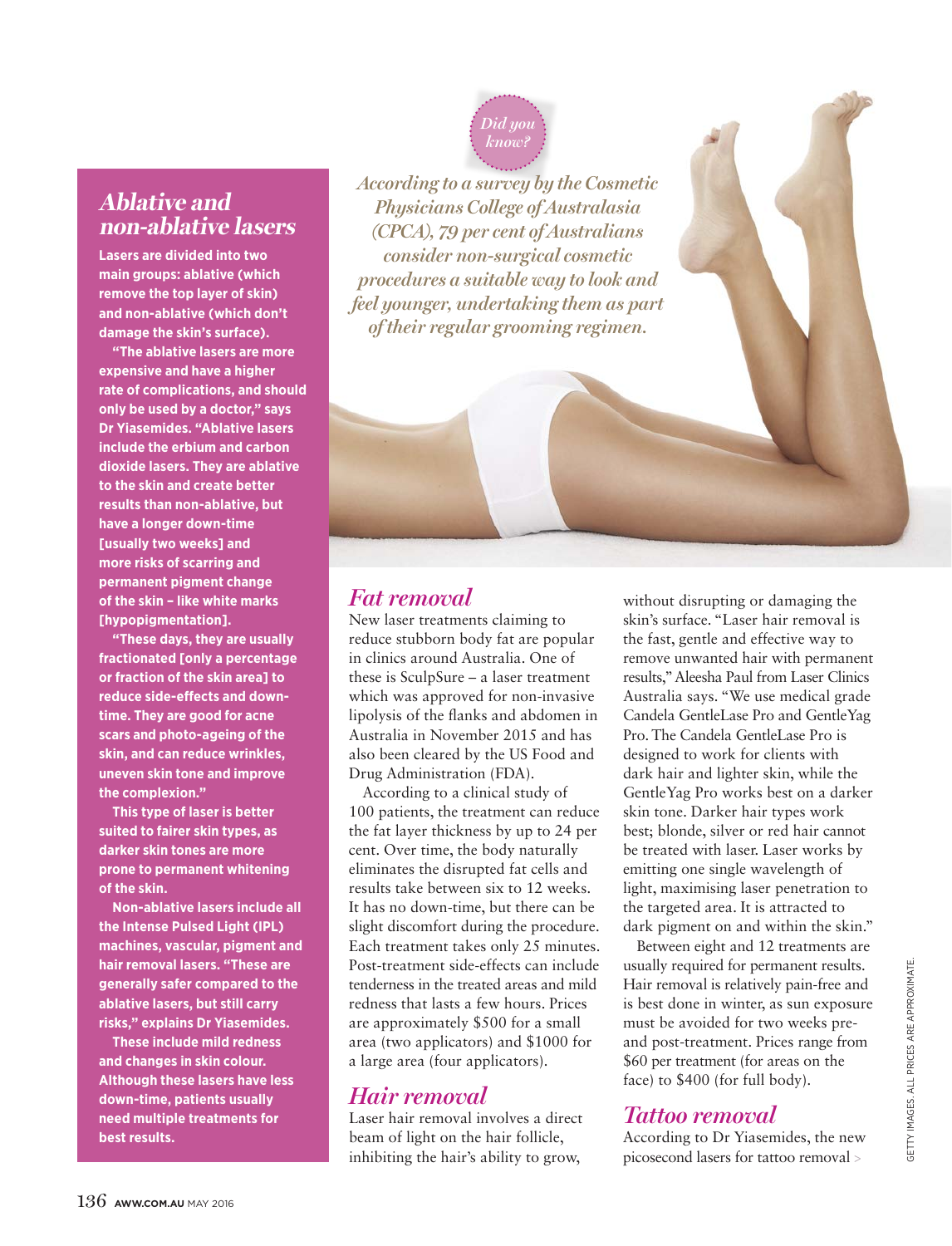## Ablative and non-ablative lasers

**Lasers are divided into two main groups: ablative (which remove the top layer of skin) and non-ablative (which don't damage the skin's surface).**

**"The ablative lasers are more expensive and have a higher rate of complications, and should only be used by a doctor," says Dr Yiasemides. "Ablative lasers include the erbium and carbon dioxide lasers. They are ablative to the skin and create better results than non-ablative, but have a longer down-time [usually two weeks] and more risks of scarring and permanent pigment change of the skin – like white marks [hypopigmentation].**

**"These days, they are usually fractionated [only a percentage or fraction of the skin area] to reduce side-effects and down-time. They are good for acne scars and photo-ageing of the skin, and can reduce wrinkles, uneven skin tone and improve the complexion."**

**This type of laser is better suited to fairer skin types, as darker skin tones are more prone to permanent whitening of the skin.**

**Non-ablative lasers include all the Intense Pulsed Light (IPL) machines, vascular, pigment and hair removal lasers. "These are generally safer compared to the ablative lasers, but still carry risks," explains Dr Yiasemides.**

**These include mild redness and changes in skin colour. Although these lasers have less down-time, patients usually need multiple treatments for best results.**

*Did you know?*

*According to a survey by the Cosmetic Physicians College of Australasia (CPCA), 79 per cent of Australians consider non-surgical cosmetic procedures a suitable way to look and feel younger, undertaking them as part of their regular grooming regimen.*

## Fat removal

New laser treatments claiming to reduce stubborn body fat are popular in clinics around Australia. One of these is SculpSure – a laser treatment which was approved for non-invasive lipolysis of the flanks and abdomen in Australia in November 2015 and has also been cleared by the US Food and Drug Administration (FDA).

According to a clinical study of 100 patients, the treatment can reduce the fat layer thickness by up to 24 per cent. Over time, the body naturally eliminates the disrupted fat cells and results take between six to 12 weeks. It has no down-time, but there can be slight discomfort during the procedure. Each treatment takes only 25 minutes. Post-treatment side-effects can include tenderness in the treated areas and mild redness that lasts a few hours. Prices are approximately $500 for a small area (two applicators) and $1000 for a large area (four applicators).

## Hair removal

Laser hair removal involves a direct beam of light on the hair follicle, inhibiting the hair's ability to grow, without disrupting or damaging the skin's surface. "Laser hair removal is the fast, gentle and effective way to remove unwanted hair with permanent results," Aleesha Paul from Laser Clinics Australia says. "We use medical grade Candela GentleLase Pro and GentleYag Pro. The Candela GentleLase Pro is designed to work for clients with dark hair and lighter skin, while the GentleYag Pro works best on a darker skin tone. Darker hair types work best; blonde, silver or red hair cannot be treated with laser. Laser works by emitting one single wavelength of light, maximising laser penetration to the targeted area. It is attracted to dark pigment on and within the skin."

Between eight and 12 treatments are usually required for permanent results. Hair removal is relatively pain-free and is best done in winter, as sun exposure must be avoided for two weeks pre- and post-treatment. Prices range from $60 per treatment (for areas on the face) to $400 (for full body).

## Tattoo removal

According to Dr Yiasemides, the new picosecond lasers for tattoo removal >

GETTY IMAGES. ALL PRICES ARE APPROXIMATE.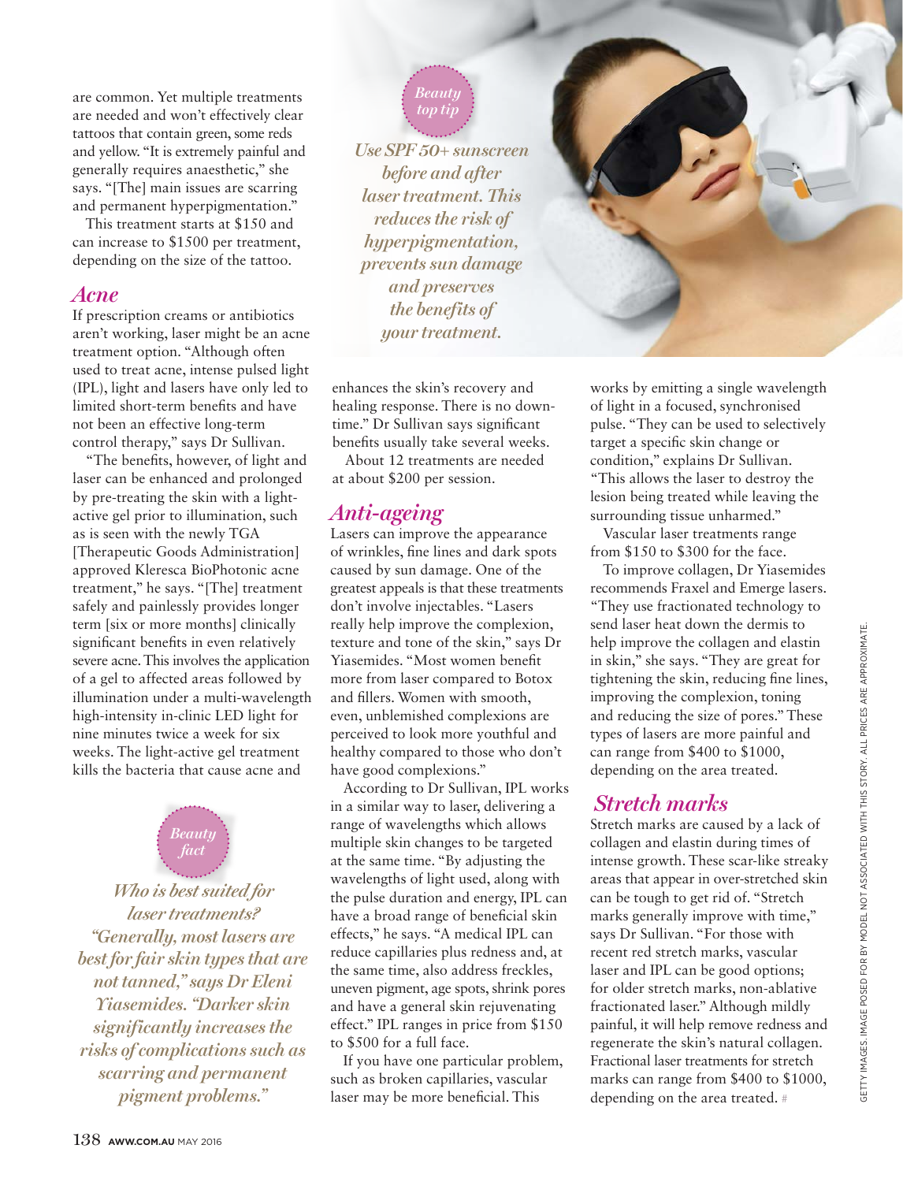are common. Yet multiple treatments are needed and won't effectively clear tattoos that contain green, some reds and yellow. "It is extremely painful and generally requires anaesthetic," she says. "[The] main issues are scarring and permanent hyperpigmentation."

This treatment starts at $150 and can increase to $1500 per treatment, depending on the size of the tattoo.

## Acne

If prescription creams or antibiotics aren't working, laser might be an acne treatment option. "Although often used to treat acne, intense pulsed light (IPL), light and lasers have only led to limited short-term benefits and have not been an effective long-term control therapy," says Dr Sullivan.

"The benefits, however, of light and laser can be enhanced and prolonged by pre-treating the skin with a light-active gel prior to illumination, such as is seen with the newly TGA [Therapeutic Goods Administration] approved Kleresca BioPhotonic acne treatment," he says. "[The] treatment safely and painlessly provides longer term [six or more months] clinically significant benefits in even relatively severe acne. This involves the application of a gel to affected areas followed by illumination under a multi-wavelength high-intensity in-clinic LED light for nine minutes twice a week for six weeks. The light-active gel treatment kills the bacteria that cause acne and enhances the skin's recovery and healing response. There is no down-time." Dr Sullivan says significant benefits usually take several weeks.

About 12 treatments are needed at about $200 per session.

**Beauty fact**

***Who is best suited for laser treatments? "Generally, most lasers are best for fair skin types that are not tanned," says Dr Eleni Yiasemides. "Darker skin significantly increases the risks of complications such as scarring and permanent pigment problems."***

**Beauty top tip**

***Use SPF 50+ sunscreen before and after laser treatment. This reduces the risk of hyperpigmentation, prevents sun damage and preserves the benefits of your treatment.***

## Anti-ageing

Lasers can improve the appearance of wrinkles, fine lines and dark spots caused by sun damage. One of the greatest appeals is that these treatments don't involve injectables. "Lasers really help improve the complexion, texture and tone of the skin," says Dr Yiasemides. "Most women benefit more from laser compared to Botox and fillers. Women with smooth, even, unblemished complexions are perceived to look more youthful and healthy compared to those who don't have good complexions."

According to Dr Sullivan, IPL works in a similar way to laser, delivering a range of wavelengths which allows multiple skin changes to be targeted at the same time. "By adjusting the wavelengths of light used, along with the pulse duration and energy, IPL can have a broad range of beneficial skin effects," he says. "A medical IPL can reduce capillaries plus redness and, at the same time, also address freckles, uneven pigment, age spots, shrink pores and have a general skin rejuvenating effect." IPL ranges in price from $150 to $500 for a full face.

If you have one particular problem, such as broken capillaries, vascular laser may be more beneficial. This works by emitting a single wavelength of light in a focused, synchronised pulse. "They can be used to selectively target a specific skin change or condition," explains Dr Sullivan. "This allows the laser to destroy the lesion being treated while leaving the surrounding tissue unharmed."

Vascular laser treatments range from $150 to $300 for the face.

To improve collagen, Dr Yiasemides recommends Fraxel and Emerge lasers. "They use fractionated technology to send laser heat down the dermis to help improve the collagen and elastin in skin," she says. "They are great for tightening the skin, reducing fine lines, improving the complexion, toning and reducing the size of pores." These types of lasers are more painful and can range from $400 to $1000, depending on the area treated.

## Stretch marks

Stretch marks are caused by a lack of collagen and elastin during times of intense growth. These scar-like streaky areas that appear in over-stretched skin can be tough to get rid of. "Stretch marks generally improve with time," says Dr Sullivan. "For those with recent red stretch marks, vascular laser and IPL can be good options; for older stretch marks, non-ablative fractionated laser." Although mildly painful, it will help remove redness and regenerate the skin's natural collagen. Fractional laser treatments for stretch marks can range from $400 to $1000, depending on the area treated. #

GETTY IMAGES. IMAGE POSED FOR BY MODEL NOT ASSOCIATED WITH THIS STORY. ALL PRICES ARE APPROXIMATE.